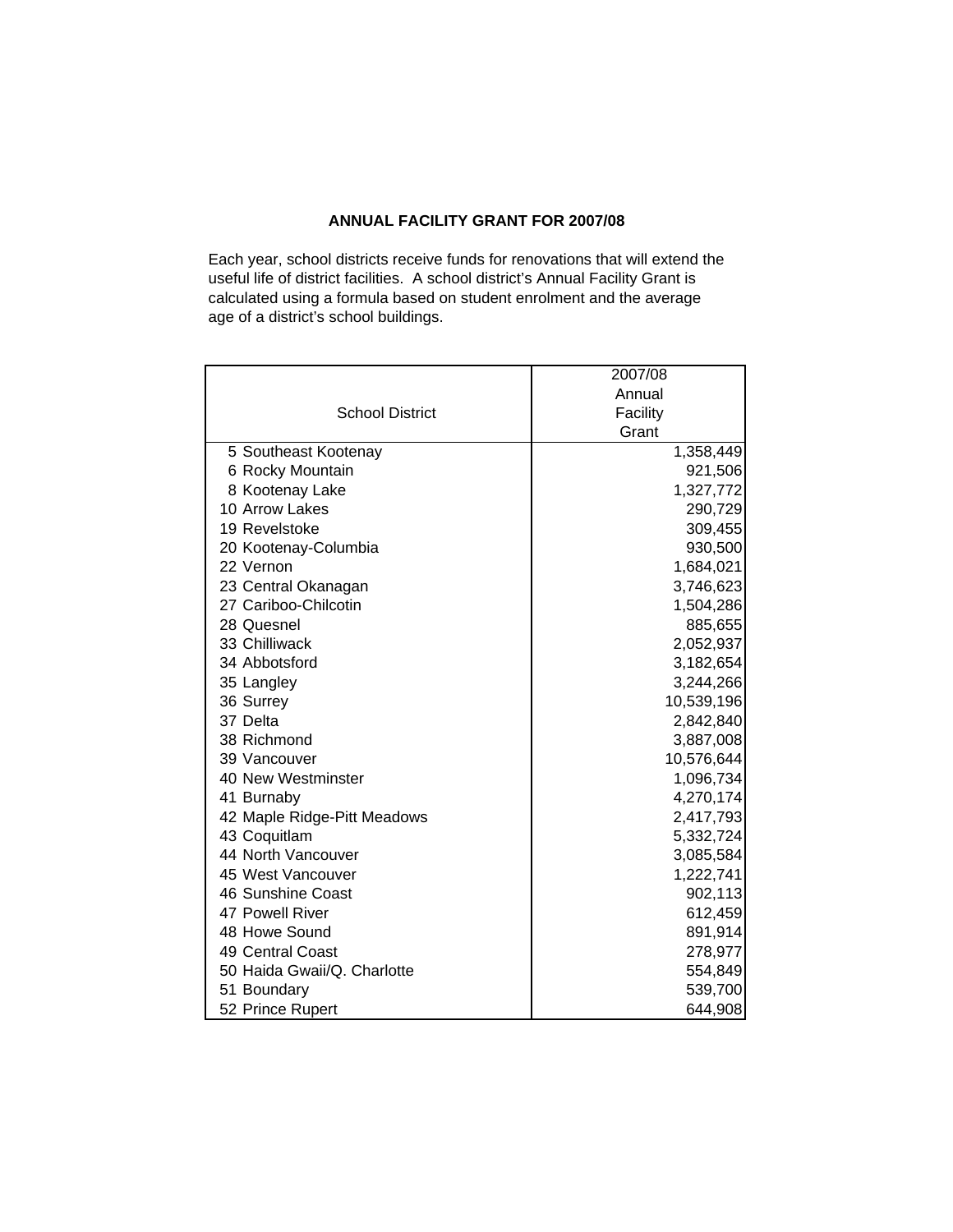# ANNUAL FACILITY GRANT FOR 2007/08

Each year, school districts receive funds for renovations that will extend the useful life of district facilities. A school district's Annual Facility Grant is calculated using a formula based on student enrolment and the average age of a district's school buildings.

| School District | 2007/08 Annual Facility Grant |
|---|---|
| 5 Southeast Kootenay | 1,358,449 |
| 6 Rocky Mountain | 921,506 |
| 8 Kootenay Lake | 1,327,772 |
| 10 Arrow Lakes | 290,729 |
| 19 Revelstoke | 309,455 |
| 20 Kootenay-Columbia | 930,500 |
| 22 Vernon | 1,684,021 |
| 23 Central Okanagan | 3,746,623 |
| 27 Cariboo-Chilcotin | 1,504,286 |
| 28 Quesnel | 885,655 |
| 33 Chilliwack | 2,052,937 |
| 34 Abbotsford | 3,182,654 |
| 35 Langley | 3,244,266 |
| 36 Surrey | 10,539,196 |
| 37 Delta | 2,842,840 |
| 38 Richmond | 3,887,008 |
| 39 Vancouver | 10,576,644 |
| 40 New Westminster | 1,096,734 |
| 41 Burnaby | 4,270,174 |
| 42 Maple Ridge-Pitt Meadows | 2,417,793 |
| 43 Coquitlam | 5,332,724 |
| 44 North Vancouver | 3,085,584 |
| 45 West Vancouver | 1,222,741 |
| 46 Sunshine Coast | 902,113 |
| 47 Powell River | 612,459 |
| 48 Howe Sound | 891,914 |
| 49 Central Coast | 278,977 |
| 50 Haida Gwaii/Q. Charlotte | 554,849 |
| 51 Boundary | 539,700 |
| 52 Prince Rupert | 644,908 |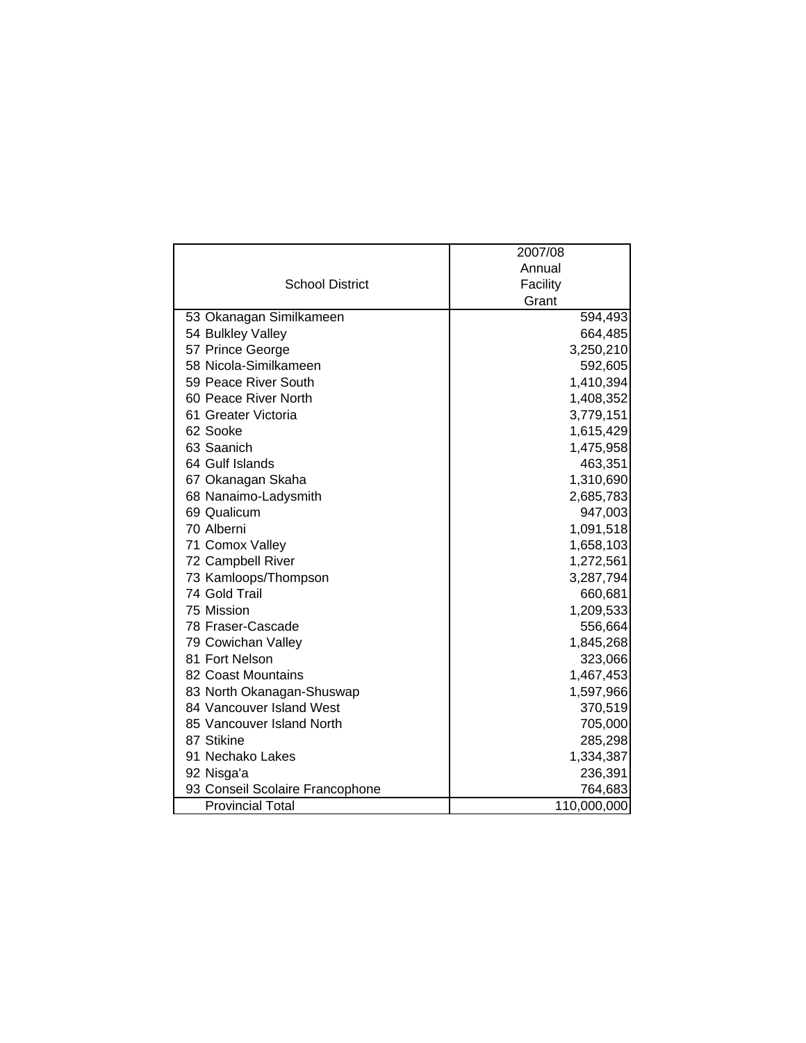| School District | 2007/08 Annual Facility Grant |
|---|---|
| 53 Okanagan Similkameen | 594,493 |
| 54 Bulkley Valley | 664,485 |
| 57 Prince George | 3,250,210 |
| 58 Nicola-Similkameen | 592,605 |
| 59 Peace River South | 1,410,394 |
| 60 Peace River North | 1,408,352 |
| 61 Greater Victoria | 3,779,151 |
| 62 Sooke | 1,615,429 |
| 63 Saanich | 1,475,958 |
| 64 Gulf Islands | 463,351 |
| 67 Okanagan Skaha | 1,310,690 |
| 68 Nanaimo-Ladysmith | 2,685,783 |
| 69 Qualicum | 947,003 |
| 70 Alberni | 1,091,518 |
| 71 Comox Valley | 1,658,103 |
| 72 Campbell River | 1,272,561 |
| 73 Kamloops/Thompson | 3,287,794 |
| 74 Gold Trail | 660,681 |
| 75 Mission | 1,209,533 |
| 78 Fraser-Cascade | 556,664 |
| 79 Cowichan Valley | 1,845,268 |
| 81 Fort Nelson | 323,066 |
| 82 Coast Mountains | 1,467,453 |
| 83 North Okanagan-Shuswap | 1,597,966 |
| 84 Vancouver Island West | 370,519 |
| 85 Vancouver Island North | 705,000 |
| 87 Stikine | 285,298 |
| 91 Nechako Lakes | 1,334,387 |
| 92 Nisga'a | 236,391 |
| 93 Conseil Scolaire Francophone | 764,683 |
| Provincial Total | 110,000,000 |